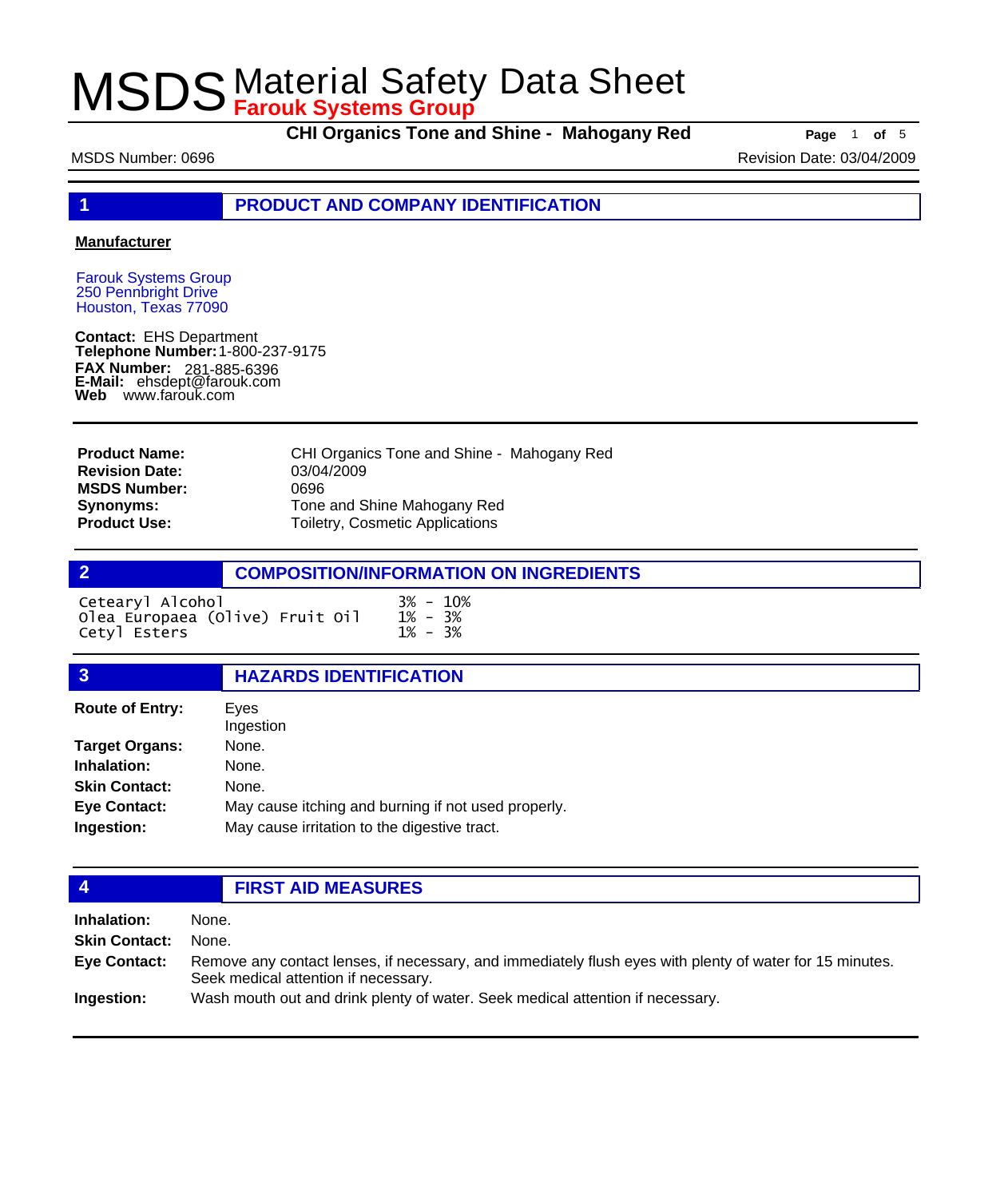# MSDS Material Safety Data Sheet
**Farouk Systems Group**

**CHI Organics Tone and Shine - Mahogany Red**

MSDS Number: 0696 | Revision Date: 03/04/2009

## 1 PRODUCT AND COMPANY IDENTIFICATION

**Manufacturer**

Farouk Systems Group
250 Pennbright Drive
Houston, Texas 77090

**Contact:** EHS Department
**Telephone Number:** 1-800-237-9175
**FAX Number:** 281-885-6396
**E-Mail:** ehsdept@farouk.com
**Web** www.farouk.com

| | |
|---|---|
| **Product Name:** | CHI Organics Tone and Shine - Mahogany Red |
| **Revision Date:** | 03/04/2009 |
| **MSDS Number:** | 0696 |
| **Synonyms:** | Tone and Shine Mahogany Red |
| **Product Use:** | Toiletry, Cosmetic Applications |

## 2 COMPOSITION/INFORMATION ON INGREDIENTS

| | |
|---|---|
| Cetearyl Alcohol | 3% - 10% |
| Olea Europaea (Olive) Fruit Oil | 1% - 3% |
| Cetyl Esters | 1% - 3% |

## 3 HAZARDS IDENTIFICATION

| | |
|---|---|
| **Route of Entry:** | Eyes<br>Ingestion |
| **Target Organs:** | None. |
| **Inhalation:** | None. |
| **Skin Contact:** | None. |
| **Eye Contact:** | May cause itching and burning if not used properly. |
| **Ingestion:** | May cause irritation to the digestive tract. |

## 4 FIRST AID MEASURES

| | |
|---|---|
| **Inhalation:** | None. |
| **Skin Contact:** | None. |
| **Eye Contact:** | Remove any contact lenses, if necessary, and immediately flush eyes with plenty of water for 15 minutes. Seek medical attention if necessary. |
| **Ingestion:** | Wash mouth out and drink plenty of water. Seek medical attention if necessary. |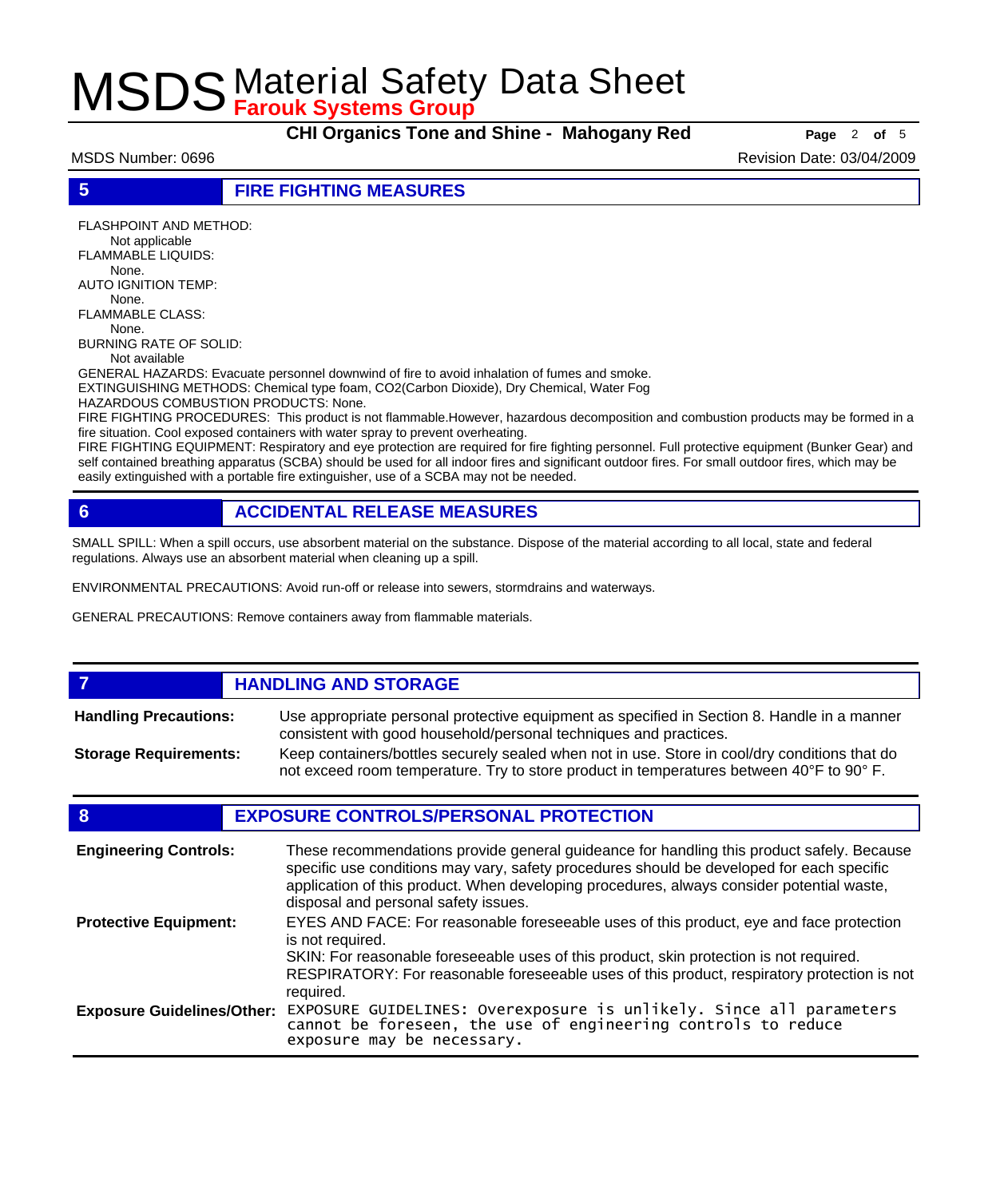## 5 FIRE FIGHTING MEASURES

FLASHPOINT AND METHOD:
Not applicable
FLAMMABLE LIQUIDS:
None.
AUTO IGNITION TEMP:
None.
FLAMMABLE CLASS:
None.
BURNING RATE OF SOLID:
Not available
GENERAL HAZARDS: Evacuate personnel downwind of fire to avoid inhalation of fumes and smoke.
EXTINGUISHING METHODS: Chemical type foam, CO2(Carbon Dioxide), Dry Chemical, Water Fog
HAZARDOUS COMBUSTION PRODUCTS: None.
FIRE FIGHTING PROCEDURES: This product is not flammable.However, hazardous decomposition and combustion products may be formed in a fire situation. Cool exposed containers with water spray to prevent overheating.
FIRE FIGHTING EQUIPMENT: Respiratory and eye protection are required for fire fighting personnel. Full protective equipment (Bunker Gear) and self contained breathing apparatus (SCBA) should be used for all indoor fires and significant outdoor fires. For small outdoor fires, which may be easily extinguished with a portable fire extinguisher, use of a SCBA may not be needed.

## 6 ACCIDENTAL RELEASE MEASURES

SMALL SPILL: When a spill occurs, use absorbent material on the substance. Dispose of the material according to all local, state and federal regulations. Always use an absorbent material when cleaning up a spill.

ENVIRONMENTAL PRECAUTIONS: Avoid run-off or release into sewers, stormdrains and waterways.

GENERAL PRECAUTIONS: Remove containers away from flammable materials.

## 7 HANDLING AND STORAGE

**Handling Precautions:** Use appropriate personal protective equipment as specified in Section 8. Handle in a manner consistent with good household/personal techniques and practices.

**Storage Requirements:** Keep containers/bottles securely sealed when not in use. Store in cool/dry conditions that do not exceed room temperature. Try to store product in temperatures between 40°F to 90° F.

## 8 EXPOSURE CONTROLS/PERSONAL PROTECTION

**Engineering Controls:** These recommendations provide general guideance for handling this product safely. Because specific use conditions may vary, safety procedures should be developed for each specific application of this product. When developing procedures, always consider potential waste, disposal and personal safety issues.

**Protective Equipment:** EYES AND FACE: For reasonable foreseeable uses of this product, eye and face protection is not required.
SKIN: For reasonable foreseeable uses of this product, skin protection is not required.
RESPIRATORY: For reasonable foreseeable uses of this product, respiratory protection is not required.

**Exposure Guidelines/Other:** EXPOSURE GUIDELINES: Overexposure is unlikely. Since all parameters cannot be foreseen, the use of engineering controls to reduce exposure may be necessary.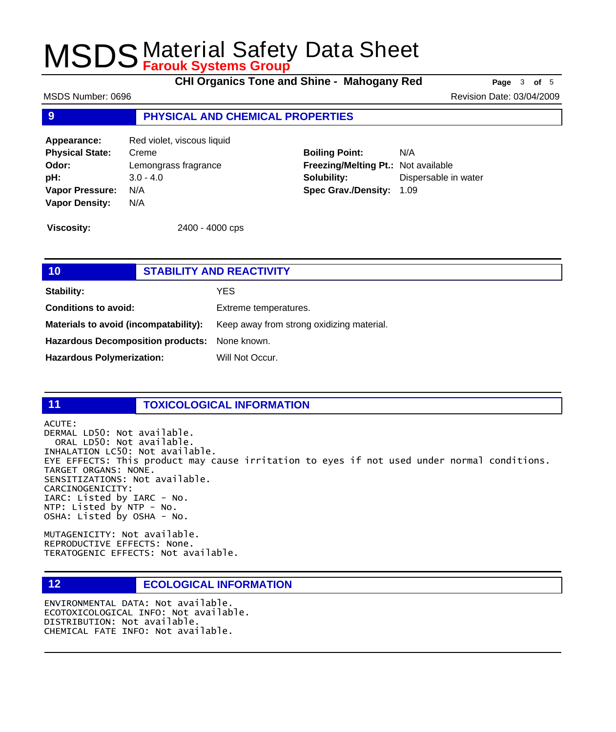## 9 PHYSICAL AND CHEMICAL PROPERTIES

| | | | |
|---|---|---|---|
| **Appearance:** | Red violet, viscous liquid | | |
| **Physical State:** | Creme | **Boiling Point:** | N/A |
| **Odor:** | Lemongrass fragrance | **Freezing/Melting Pt.:** | Not available |
| **pH:** | 3.0 - 4.0 | **Solubility:** | Dispersable in water |
| **Vapor Pressure:** | N/A | **Spec Grav./Density:** | 1.09 |
| **Vapor Density:** | N/A | | |

**Viscosity:** 2400 - 4000 cps

## 10 STABILITY AND REACTIVITY

**Stability:** YES

**Conditions to avoid:** Extreme temperatures.

**Materials to avoid (incompatability):** Keep away from strong oxidizing material.

**Hazardous Decomposition products:** None known.

**Hazardous Polymerization:** Will Not Occur.

## 11 TOXICOLOGICAL INFORMATION

ACUTE:
DERMAL LD50: Not available.
ORAL LD50: Not available.
INHALATION LC50: Not available.
EYE EFFECTS: This product may cause irritation to eyes if not used under normal conditions.
TARGET ORGANS: NONE.
SENSITIZATIONS: Not available.
CARCINOGENICITY:
IARC: Listed by IARC - No.
NTP: Listed by NTP - No.
OSHA: Listed by OSHA - No.

MUTAGENICITY: Not available.
REPRODUCTIVE EFFECTS: None.
TERATOGENIC EFFECTS: Not available.

## 12 ECOLOGICAL INFORMATION

ENVIRONMENTAL DATA: Not available.
ECOTOXICOLOGICAL INFO: Not available.
DISTRIBUTION: Not available.
CHEMICAL FATE INFO: Not available.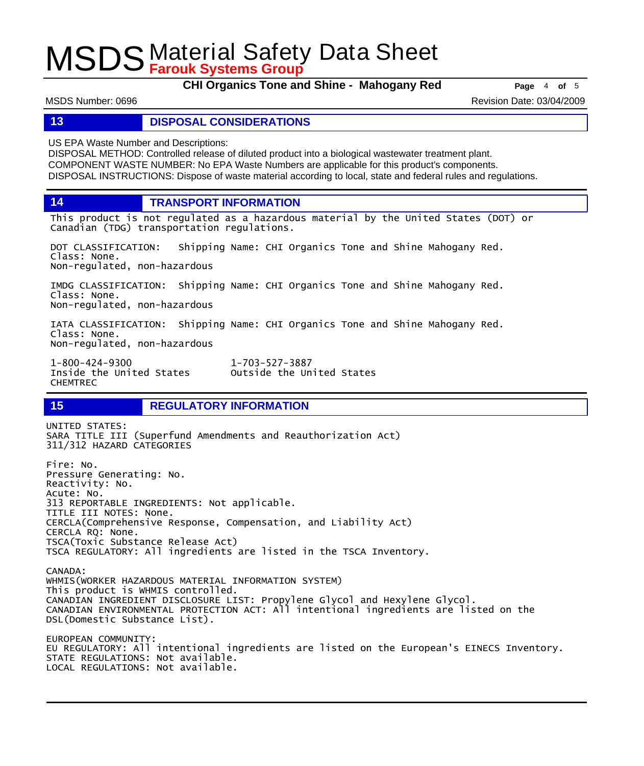## 13 DISPOSAL CONSIDERATIONS

US EPA Waste Number and Descriptions:
DISPOSAL METHOD: Controlled release of diluted product into a biological wastewater treatment plant.
COMPONENT WASTE NUMBER: No EPA Waste Numbers are applicable for this product's components.
DISPOSAL INSTRUCTIONS: Dispose of waste material according to local, state and federal rules and regulations.

## 14 TRANSPORT INFORMATION

This product is not regulated as a hazardous material by the United States (DOT) or Canadian (TDG) transportation regulations.

DOT CLASSIFICATION: Shipping Name: CHI Organics Tone and Shine Mahogany Red.
Class: None.
Non-regulated, non-hazardous

IMDG CLASSIFICATION: Shipping Name: CHI Organics Tone and Shine Mahogany Red.
Class: None.
Non-regulated, non-hazardous

IATA CLASSIFICATION: Shipping Name: CHI Organics Tone and Shine Mahogany Red.
Class: None.
Non-regulated, non-hazardous

1-800-424-9300
Inside the United States
CHEMTREC

1-703-527-3887
Outside the United States

## 15 REGULATORY INFORMATION

UNITED STATES:
SARA TITLE III (Superfund Amendments and Reauthorization Act)
311/312 HAZARD CATEGORIES

Fire: No.
Pressure Generating: No.
Reactivity: No.
Acute: No.
313 REPORTABLE INGREDIENTS: Not applicable.
TITLE III NOTES: None.
CERCLA(Comprehensive Response, Compensation, and Liability Act)
CERCLA RQ: None.
TSCA(Toxic Substance Release Act)
TSCA REGULATORY: All ingredients are listed in the TSCA Inventory.

CANADA:
WHMIS(WORKER HAZARDOUS MATERIAL INFORMATION SYSTEM)
This product is WHMIS controlled.
CANADIAN INGREDIENT DISCLOSURE LIST: Propylene Glycol and Hexylene Glycol.
CANADIAN ENVIRONMENTAL PROTECTION ACT: All intentional ingredients are listed on the DSL(Domestic Substance List).

EUROPEAN COMMUNITY:
EU REGULATORY: All intentional ingredients are listed on the European's EINECS Inventory.
STATE REGULATIONS: Not available.
LOCAL REGULATIONS: Not available.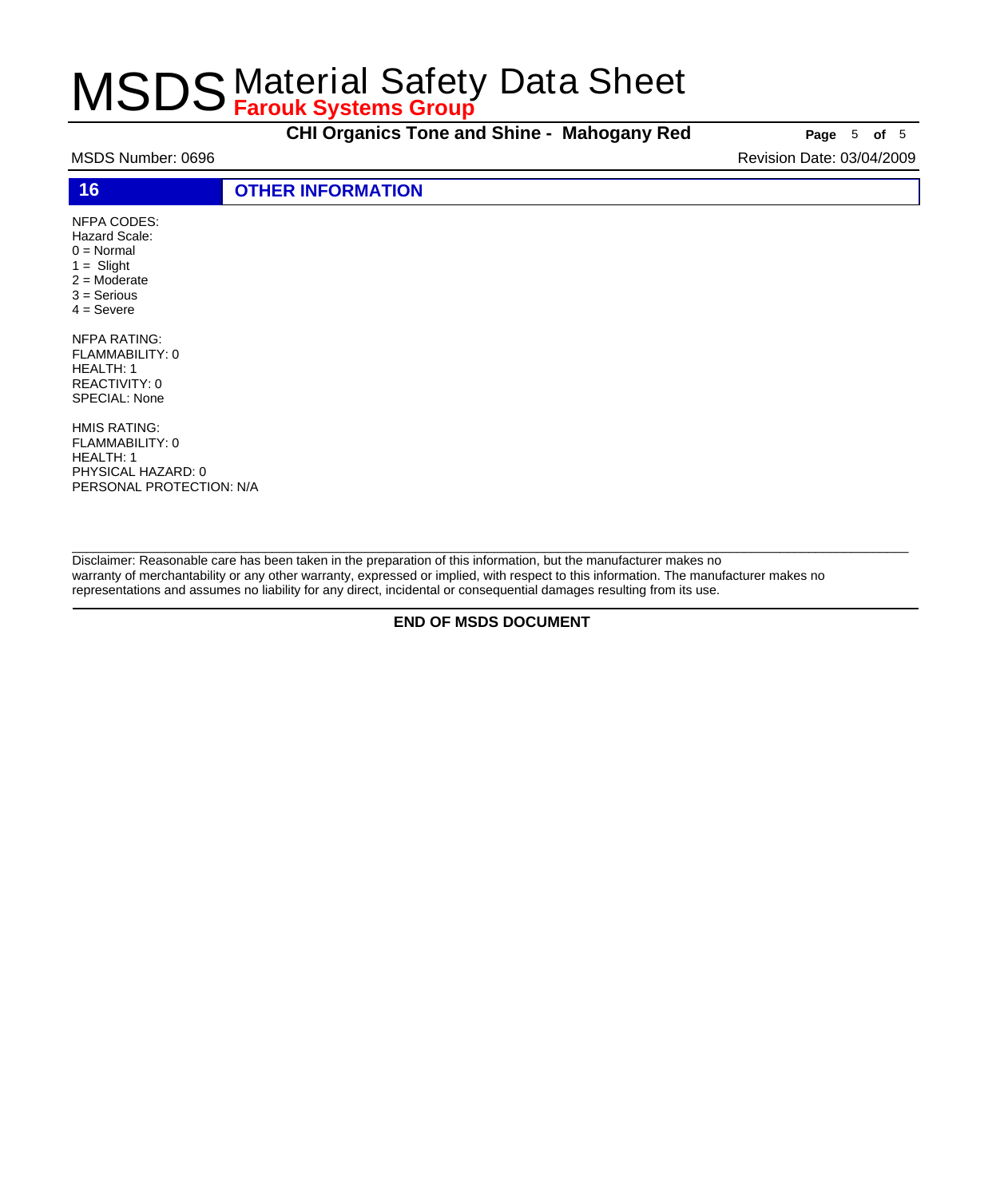## 16 OTHER INFORMATION

NFPA CODES:
Hazard Scale:
0 = Normal
1 = Slight
2 = Moderate
3 = Serious
4 = Severe

NFPA RATING:
FLAMMABILITY: 0
HEALTH: 1
REACTIVITY: 0
SPECIAL: None

HMIS RATING:
FLAMMABILITY: 0
HEALTH: 1
PHYSICAL HAZARD: 0
PERSONAL PROTECTION: N/A

---

Disclaimer: Reasonable care has been taken in the preparation of this information, but the manufacturer makes no warranty of merchantability or any other warranty, expressed or implied, with respect to this information. The manufacturer makes no representations and assumes no liability for any direct, incidental or consequential damages resulting from its use.

---

**END OF MSDS DOCUMENT**